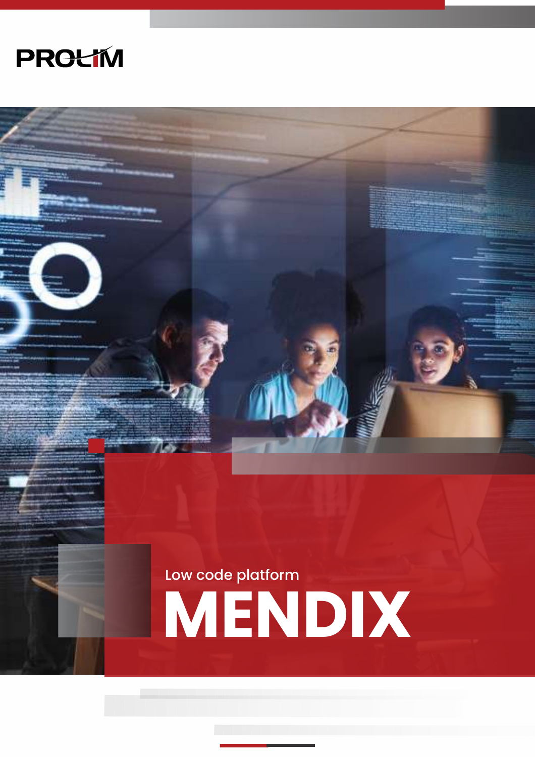PROLIM

Low code platform

# MENDIX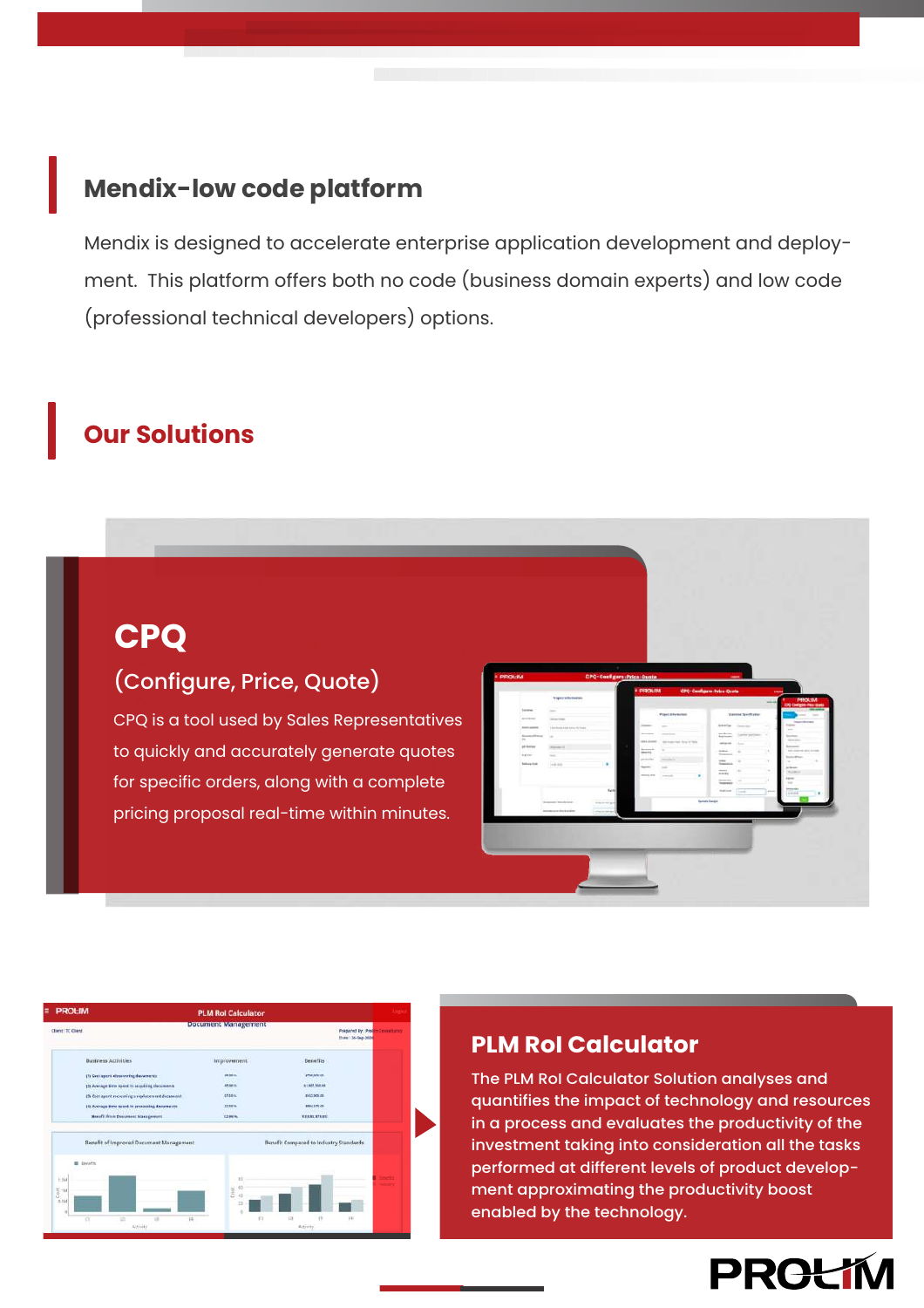## Mendix-low code platform

Mendix is designed to accelerate enterprise application development and deployment. This platform offers both no code (business domain experts) and low code (professional technical developers) options.

## Our Solutions

### CPQ

(Configure, Price, Quote)

CPQ is a tool used by Sales Representatives to quickly and accurately generate quotes for specific orders, along with a complete pricing proposal real-time within minutes.

### PLM RoI Calculator

The PLM RoI Calculator Solution analyses and quantifies the impact of technology and resources in a process and evaluates the productivity of the investment taking into consideration all the tasks performed at different levels of product development approximating the productivity boost enabled by the technology.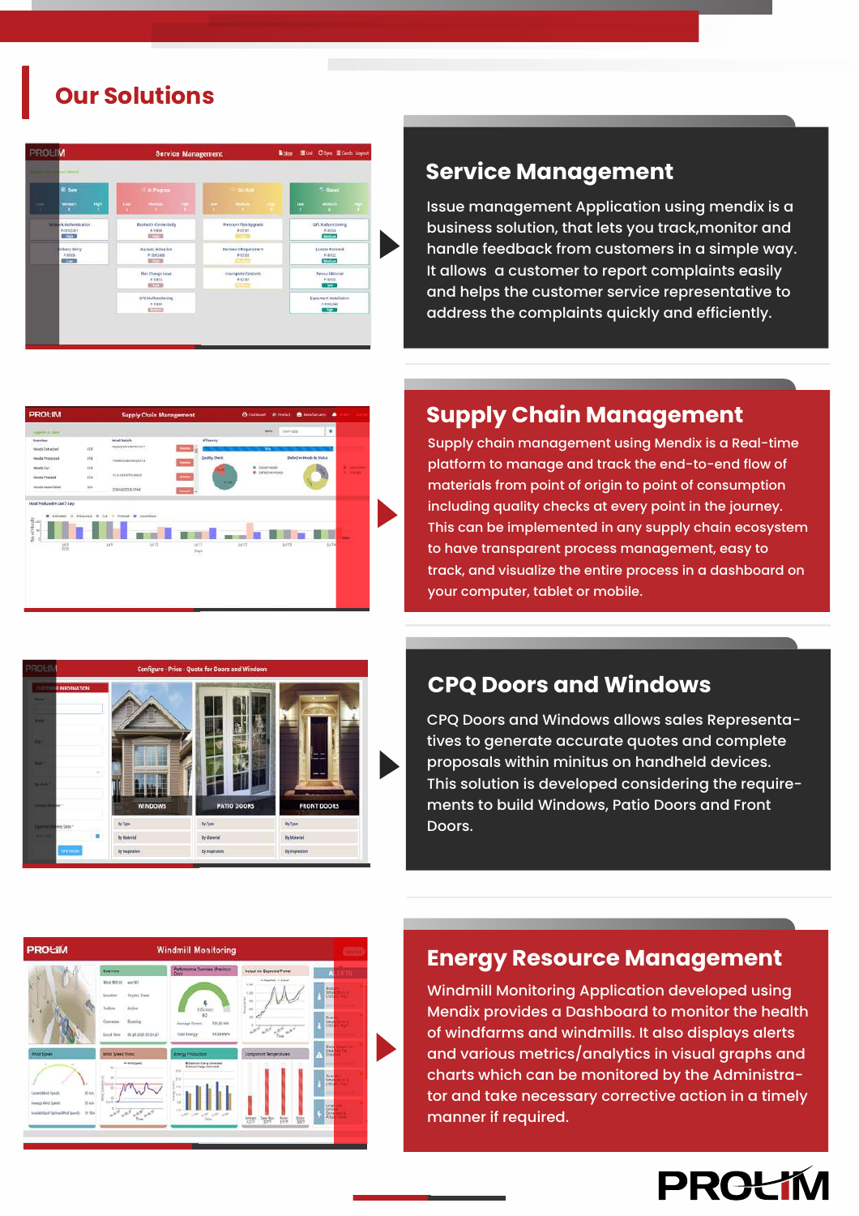# Our Solutions

## Service Management

Issue management Application using mendix is a business solution, that lets you track,monitor and handle feedback from customers in a simple way. It allows a customer to report complaints easily and helps the customer service representative to address the complaints quickly and efficiently.

## Supply Chain Management

Supply chain management using Mendix is a Real-time platform to manage and track the end-to-end flow of materials from point of origin to point of consumption including quality checks at every point in the journey. This can be implemented in any supply chain ecosystem to have transparent process management, easy to track, and visualize the entire process in a dashboard on your computer, tablet or mobile.

## CPQ Doors and Windows

CPQ Doors and Windows allows sales Representatives to generate accurate quotes and complete proposals within minitus on handheld devices. This solution is developed considering the requirements to build Windows, Patio Doors and Front Doors.

## Energy Resource Management

Windmill Monitoring Application developed using Mendix provides a Dashboard to monitor the health of windfarms and windmills. It also displays alerts and various metrics/analytics in visual graphs and charts which can be monitored by the Administrator and take necessary corrective action in a timely manner if required.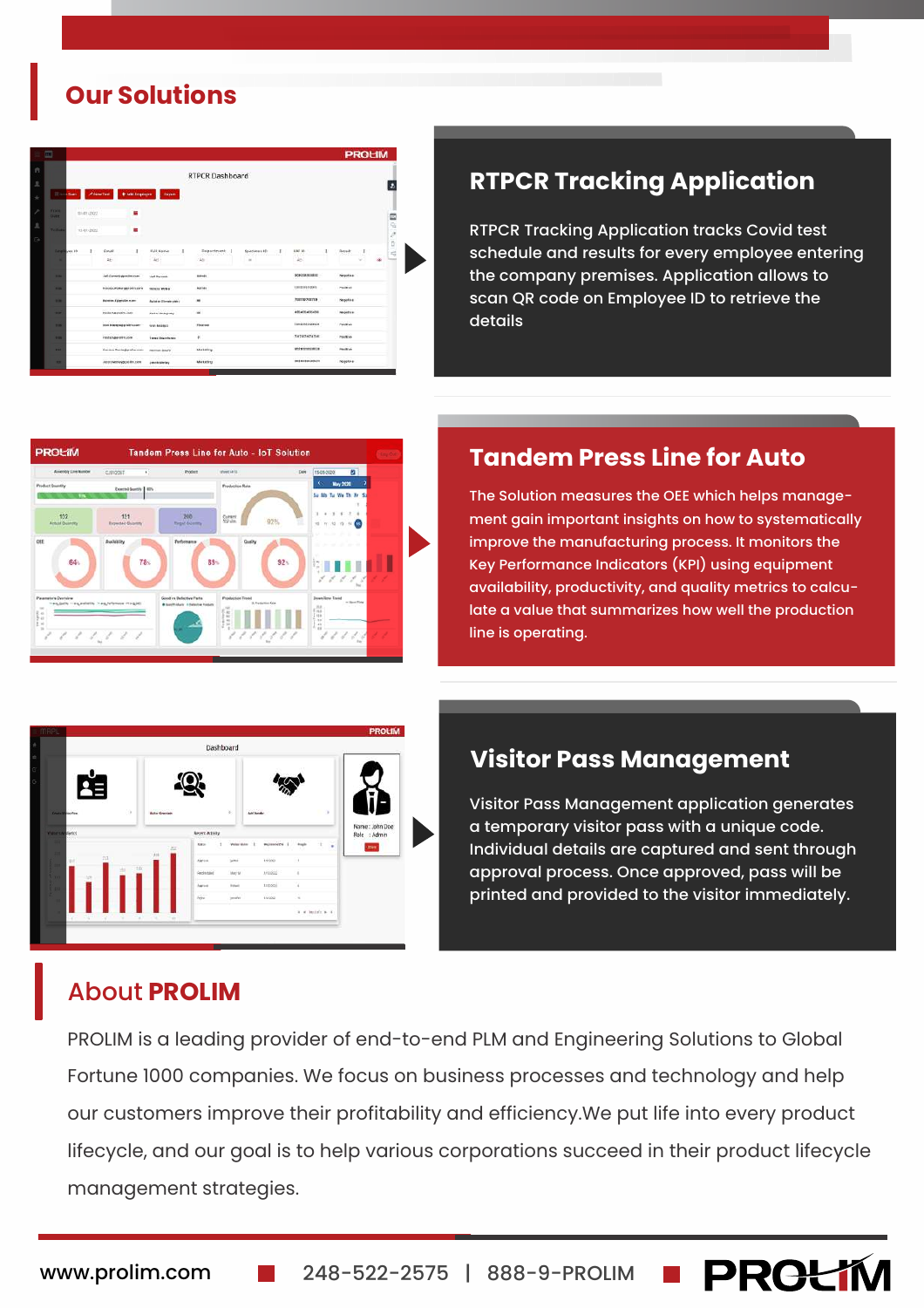## Our Solutions

### RTPCR Tracking Application

RTPCR Tracking Application tracks Covid test schedule and results for every employee entering the company premises. Application allows to scan QR code on Employee ID to retrieve the details

### Tandem Press Line for Auto

The Solution measures the OEE which helps management gain important insights on how to systematically improve the manufacturing process. It monitors the Key Performance Indicators (KPI) using equipment availability, productivity, and quality metrics to calculate a value that summarizes how well the production line is operating.

### Visitor Pass Management

Visitor Pass Management application generates a temporary visitor pass with a unique code. Individual details are captured and sent through approval process. Once approved, pass will be printed and provided to the visitor immediately.

## About PROLIM

PROLIM is a leading provider of end-to-end PLM and Engineering Solutions to Global Fortune 1000 companies. We focus on business processes and technology and help our customers improve their profitability and efficiency.We put life into every product lifecycle, and our goal is to help various corporations succeed in their product lifecycle management strategies.

www.prolim.com 248-522-2575 | 888-9-PROLIM PROLIM